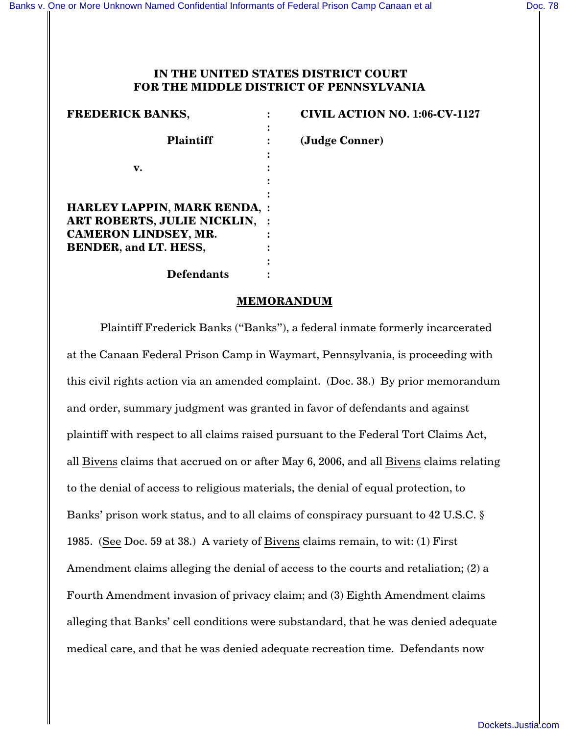**IN THE UNITED STATES DISTRICT COURT**
**FOR THE MIDDLE DISTRICT OF PENNSYLVANIA**

| | | |
|---|---|---|
| **FREDERICK BANKS,** | : | **CIVIL ACTION NO. 1:06-CV-1127** |
| **Plaintiff** | : | **(Judge Conner)** |
| **v.** | : | |
| **HARLEY LAPPIN, MARK RENDA, ART ROBERTS, JULIE NICKLIN, CAMERON LINDSEY, MR. BENDER, and LT. HESS,** | : | |
| **Defendants** | : | |

**MEMORANDUM**

Plaintiff Frederick Banks ("Banks"), a federal inmate formerly incarcerated at the Canaan Federal Prison Camp in Waymart, Pennsylvania, is proceeding with this civil rights action via an amended complaint. (Doc. 38.) By prior memorandum and order, summary judgment was granted in favor of defendants and against plaintiff with respect to all claims raised pursuant to the Federal Tort Claims Act, all Bivens claims that accrued on or after May 6, 2006, and all Bivens claims relating to the denial of access to religious materials, the denial of equal protection, to Banks' prison work status, and to all claims of conspiracy pursuant to 42 U.S.C. § 1985. (See Doc. 59 at 38.) A variety of Bivens claims remain, to wit: (1) First Amendment claims alleging the denial of access to the courts and retaliation; (2) a Fourth Amendment invasion of privacy claim; and (3) Eighth Amendment claims alleging that Banks' cell conditions were substandard, that he was denied adequate medical care, and that he was denied adequate recreation time. Defendants now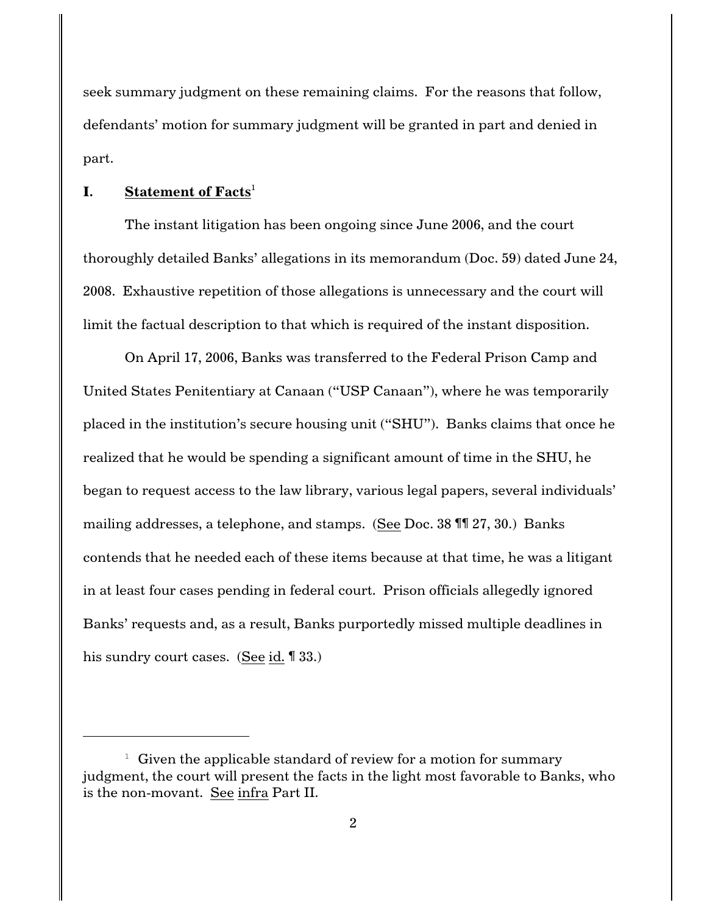seek summary judgment on these remaining claims. For the reasons that follow, defendants' motion for summary judgment will be granted in part and denied in part.

## I. Statement of Facts[1]

The instant litigation has been ongoing since June 2006, and the court thoroughly detailed Banks' allegations in its memorandum (Doc. 59) dated June 24, 2008. Exhaustive repetition of those allegations is unnecessary and the court will limit the factual description to that which is required of the instant disposition.

On April 17, 2006, Banks was transferred to the Federal Prison Camp and United States Penitentiary at Canaan ("USP Canaan"), where he was temporarily placed in the institution's secure housing unit ("SHU"). Banks claims that once he realized that he would be spending a significant amount of time in the SHU, he began to request access to the law library, various legal papers, several individuals' mailing addresses, a telephone, and stamps. (See Doc. 38 ¶¶ 27, 30.) Banks contends that he needed each of these items because at that time, he was a litigant in at least four cases pending in federal court. Prison officials allegedly ignored Banks' requests and, as a result, Banks purportedly missed multiple deadlines in his sundry court cases. (See id. ¶ 33.)

---

[1] Given the applicable standard of review for a motion for summary judgment, the court will present the facts in the light most favorable to Banks, who is the non-movant. See infra Part II.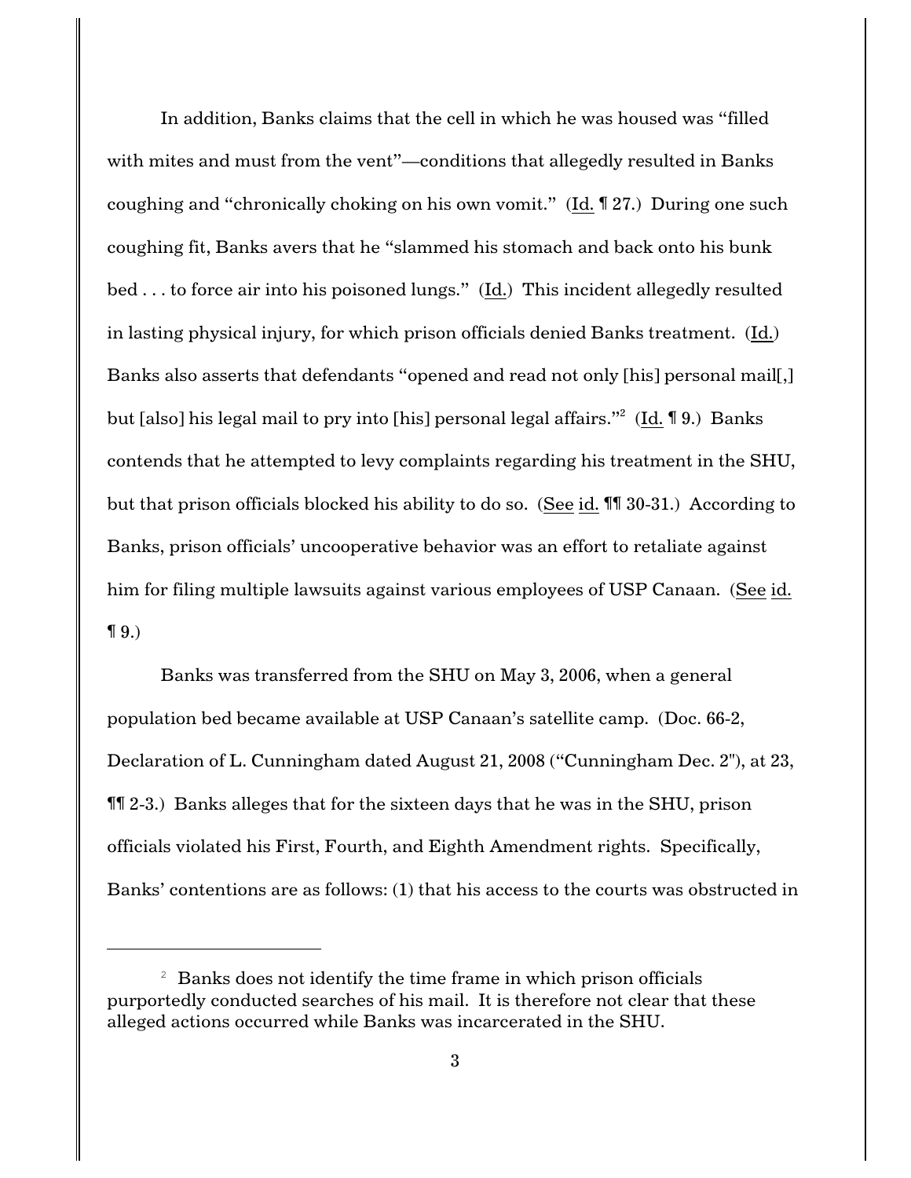In addition, Banks claims that the cell in which he was housed was "filled with mites and must from the vent"—conditions that allegedly resulted in Banks coughing and "chronically choking on his own vomit." (Id. ¶ 27.) During one such coughing fit, Banks avers that he "slammed his stomach and back onto his bunk bed . . . to force air into his poisoned lungs." (Id.) This incident allegedly resulted in lasting physical injury, for which prison officials denied Banks treatment. (Id.) Banks also asserts that defendants "opened and read not only [his] personal mail[,] but [also] his legal mail to pry into [his] personal legal affairs."[2] (Id. ¶ 9.) Banks contends that he attempted to levy complaints regarding his treatment in the SHU, but that prison officials blocked his ability to do so. (See id. ¶¶ 30-31.) According to Banks, prison officials' uncooperative behavior was an effort to retaliate against him for filing multiple lawsuits against various employees of USP Canaan. (See id. ¶ 9.)

Banks was transferred from the SHU on May 3, 2006, when a general population bed became available at USP Canaan's satellite camp. (Doc. 66-2, Declaration of L. Cunningham dated August 21, 2008 ("Cunningham Dec. 2"), at 23, ¶¶ 2-3.) Banks alleges that for the sixteen days that he was in the SHU, prison officials violated his First, Fourth, and Eighth Amendment rights. Specifically, Banks' contentions are as follows: (1) that his access to the courts was obstructed in

---

[2] Banks does not identify the time frame in which prison officials purportedly conducted searches of his mail. It is therefore not clear that these alleged actions occurred while Banks was incarcerated in the SHU.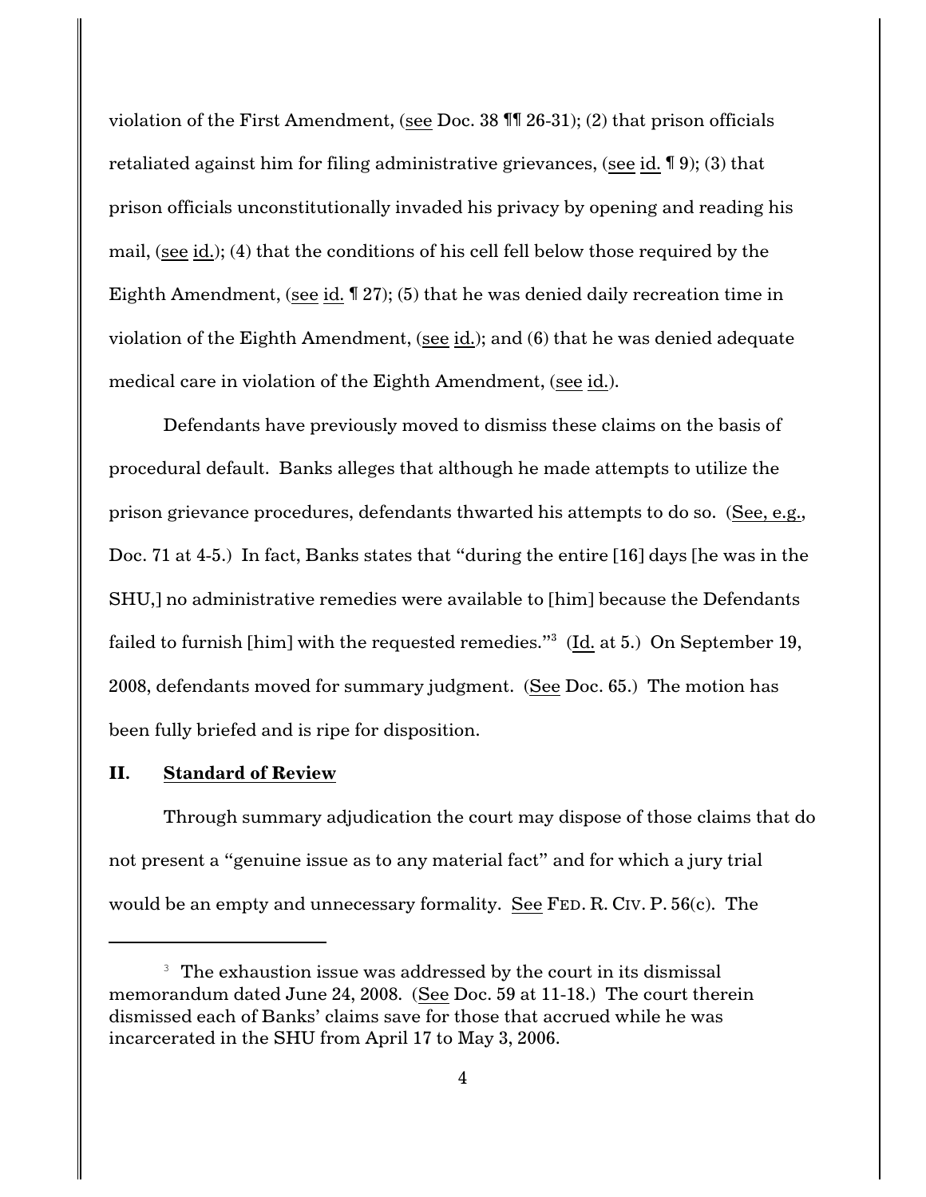violation of the First Amendment, (see Doc. 38 ¶¶ 26-31); (2) that prison officials retaliated against him for filing administrative grievances, (see id. ¶ 9); (3) that prison officials unconstitutionally invaded his privacy by opening and reading his mail, (see id.); (4) that the conditions of his cell fell below those required by the Eighth Amendment, (see id. ¶ 27); (5) that he was denied daily recreation time in violation of the Eighth Amendment, (see id.); and (6) that he was denied adequate medical care in violation of the Eighth Amendment, (see id.).

Defendants have previously moved to dismiss these claims on the basis of procedural default. Banks alleges that although he made attempts to utilize the prison grievance procedures, defendants thwarted his attempts to do so. (See, e.g., Doc. 71 at 4-5.) In fact, Banks states that "during the entire [16] days [he was in the SHU,] no administrative remedies were available to [him] because the Defendants failed to furnish [him] with the requested remedies."[3] (Id. at 5.) On September 19, 2008, defendants moved for summary judgment. (See Doc. 65.) The motion has been fully briefed and is ripe for disposition.

## II. Standard of Review

Through summary adjudication the court may dispose of those claims that do not present a "genuine issue as to any material fact" and for which a jury trial would be an empty and unnecessary formality. See FED. R. CIV. P. 56(c). The

---

[3] The exhaustion issue was addressed by the court in its dismissal memorandum dated June 24, 2008. (See Doc. 59 at 11-18.) The court therein dismissed each of Banks' claims save for those that accrued while he was incarcerated in the SHU from April 17 to May 3, 2006.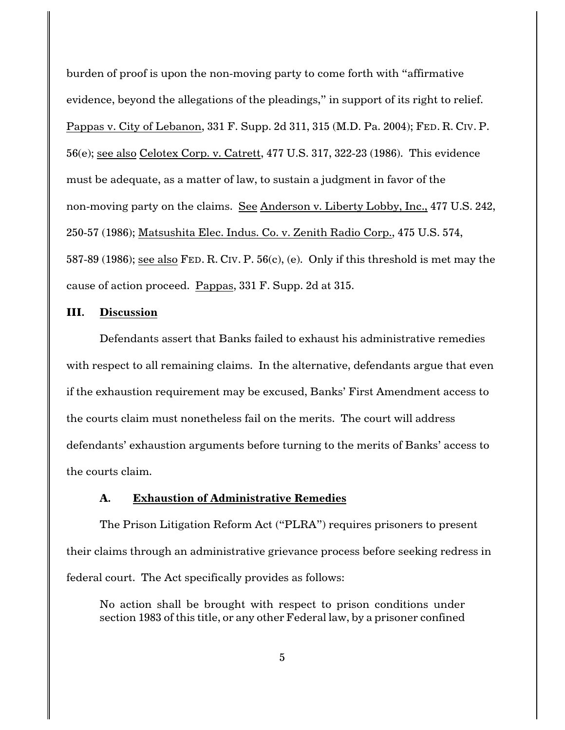burden of proof is upon the non-moving party to come forth with "affirmative evidence, beyond the allegations of the pleadings," in support of its right to relief. Pappas v. City of Lebanon, 331 F. Supp. 2d 311, 315 (M.D. Pa. 2004); FED. R. CIV. P. 56(e); see also Celotex Corp. v. Catrett, 477 U.S. 317, 322-23 (1986). This evidence must be adequate, as a matter of law, to sustain a judgment in favor of the non-moving party on the claims. See Anderson v. Liberty Lobby, Inc., 477 U.S. 242, 250-57 (1986); Matsushita Elec. Indus. Co. v. Zenith Radio Corp., 475 U.S. 574, 587-89 (1986); see also FED. R. CIV. P. 56(c), (e). Only if this threshold is met may the cause of action proceed. Pappas, 331 F. Supp. 2d at 315.

## III. Discussion

Defendants assert that Banks failed to exhaust his administrative remedies with respect to all remaining claims. In the alternative, defendants argue that even if the exhaustion requirement may be excused, Banks' First Amendment access to the courts claim must nonetheless fail on the merits. The court will address defendants' exhaustion arguments before turning to the merits of Banks' access to the courts claim.

### A. Exhaustion of Administrative Remedies

The Prison Litigation Reform Act ("PLRA") requires prisoners to present their claims through an administrative grievance process before seeking redress in federal court. The Act specifically provides as follows:

> No action shall be brought with respect to prison conditions under section 1983 of this title, or any other Federal law, by a prisoner confined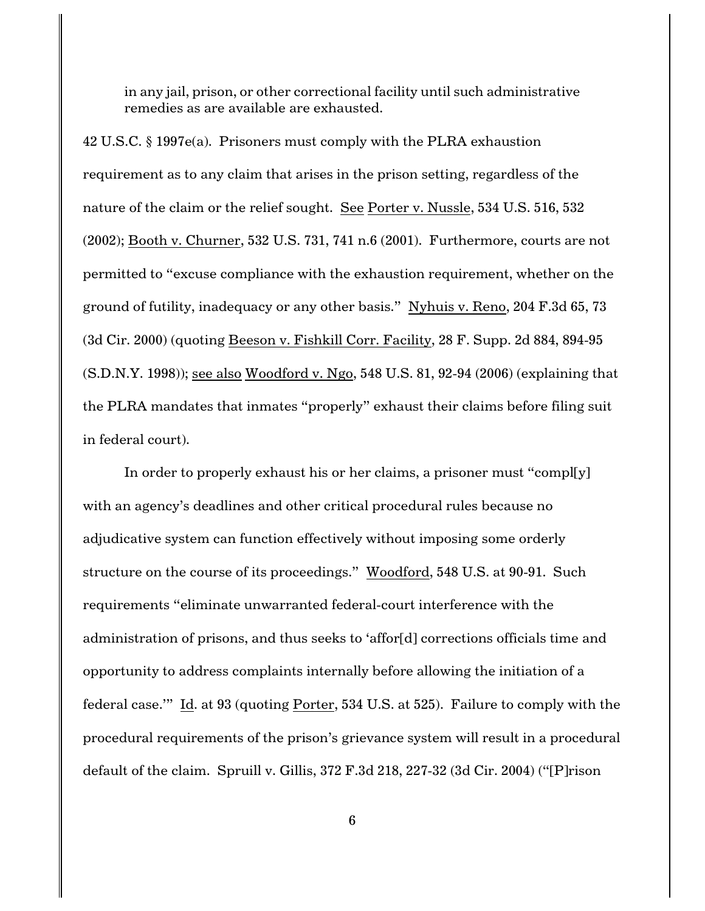> in any jail, prison, or other correctional facility until such administrative remedies as are available are exhausted.

42 U.S.C. § 1997e(a). Prisoners must comply with the PLRA exhaustion requirement as to any claim that arises in the prison setting, regardless of the nature of the claim or the relief sought. See Porter v. Nussle, 534 U.S. 516, 532 (2002); Booth v. Churner, 532 U.S. 731, 741 n.6 (2001). Furthermore, courts are not permitted to "excuse compliance with the exhaustion requirement, whether on the ground of futility, inadequacy or any other basis." Nyhuis v. Reno, 204 F.3d 65, 73 (3d Cir. 2000) (quoting Beeson v. Fishkill Corr. Facility, 28 F. Supp. 2d 884, 894-95 (S.D.N.Y. 1998)); see also Woodford v. Ngo, 548 U.S. 81, 92-94 (2006) (explaining that the PLRA mandates that inmates "properly" exhaust their claims before filing suit in federal court).

In order to properly exhaust his or her claims, a prisoner must "compl[y] with an agency's deadlines and other critical procedural rules because no adjudicative system can function effectively without imposing some orderly structure on the course of its proceedings." Woodford, 548 U.S. at 90-91. Such requirements "eliminate unwarranted federal-court interference with the administration of prisons, and thus seeks to 'affor[d] corrections officials time and opportunity to address complaints internally before allowing the initiation of a federal case.'" Id. at 93 (quoting Porter, 534 U.S. at 525). Failure to comply with the procedural requirements of the prison's grievance system will result in a procedural default of the claim. Spruill v. Gillis, 372 F.3d 218, 227-32 (3d Cir. 2004) ("[P]rison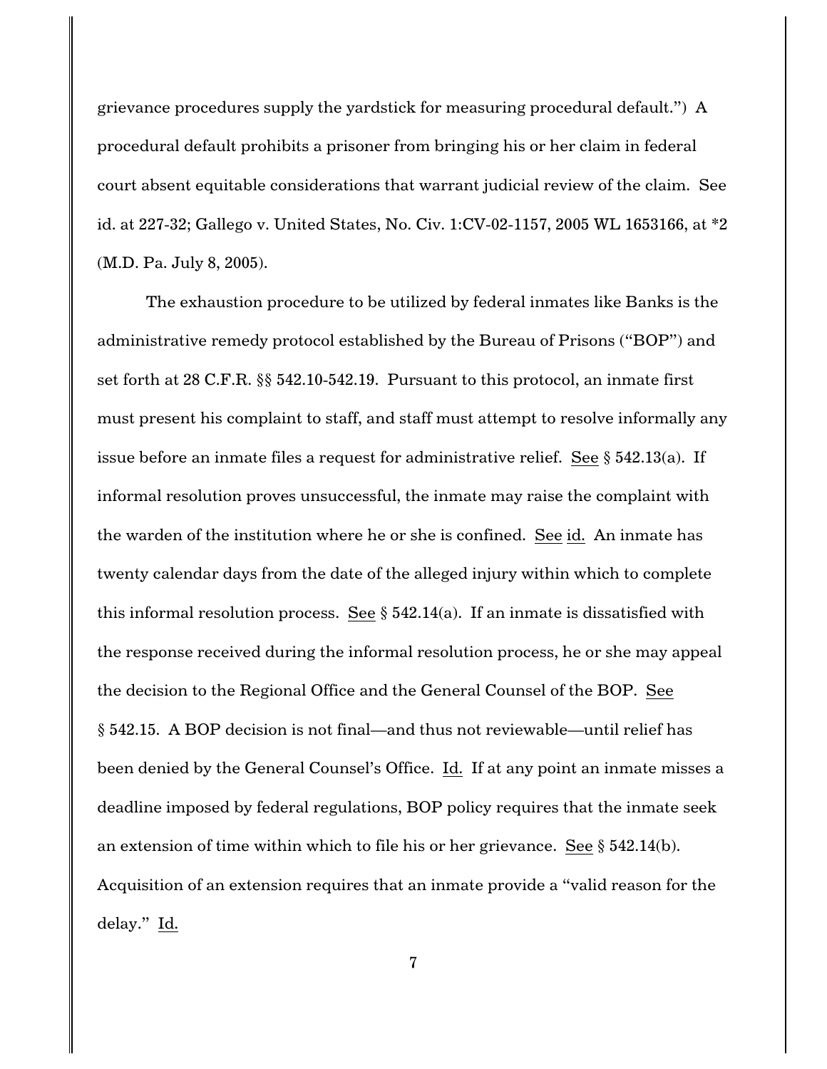grievance procedures supply the yardstick for measuring procedural default.") A procedural default prohibits a prisoner from bringing his or her claim in federal court absent equitable considerations that warrant judicial review of the claim. See id. at 227-32; Gallego v. United States, No. Civ. 1:CV-02-1157, 2005 WL 1653166, at *2 (M.D. Pa. July 8, 2005).

The exhaustion procedure to be utilized by federal inmates like Banks is the administrative remedy protocol established by the Bureau of Prisons ("BOP") and set forth at 28 C.F.R. §§ 542.10-542.19. Pursuant to this protocol, an inmate first must present his complaint to staff, and staff must attempt to resolve informally any issue before an inmate files a request for administrative relief. See § 542.13(a). If informal resolution proves unsuccessful, the inmate may raise the complaint with the warden of the institution where he or she is confined. See id. An inmate has twenty calendar days from the date of the alleged injury within which to complete this informal resolution process. See § 542.14(a). If an inmate is dissatisfied with the response received during the informal resolution process, he or she may appeal the decision to the Regional Office and the General Counsel of the BOP. See § 542.15. A BOP decision is not final—and thus not reviewable—until relief has been denied by the General Counsel's Office. Id. If at any point an inmate misses a deadline imposed by federal regulations, BOP policy requires that the inmate seek an extension of time within which to file his or her grievance. See § 542.14(b). Acquisition of an extension requires that an inmate provide a "valid reason for the delay." Id.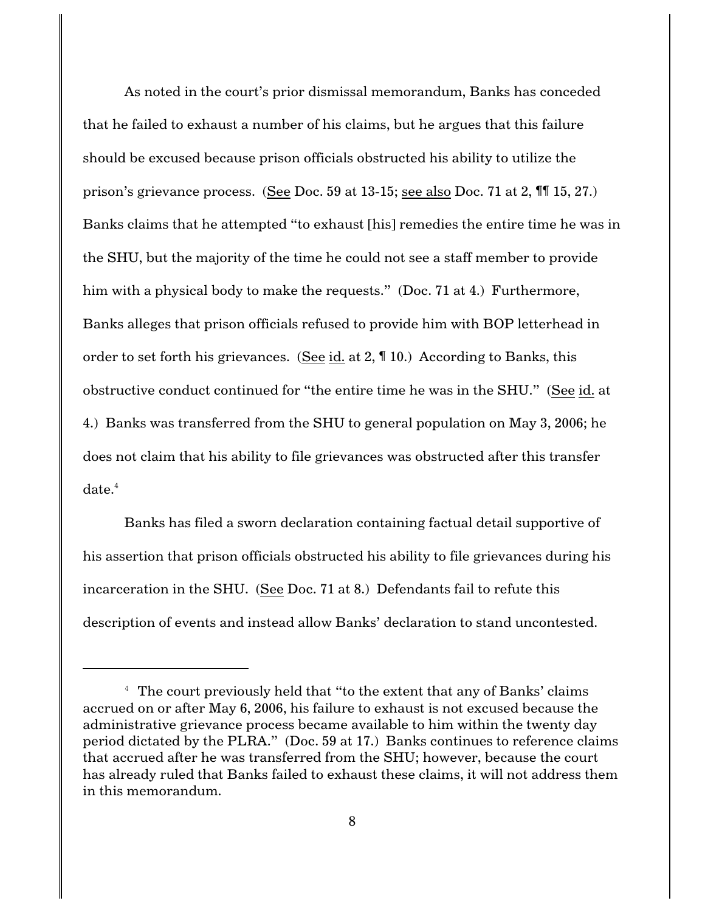As noted in the court's prior dismissal memorandum, Banks has conceded that he failed to exhaust a number of his claims, but he argues that this failure should be excused because prison officials obstructed his ability to utilize the prison's grievance process. (See Doc. 59 at 13-15; see also Doc. 71 at 2, ¶¶ 15, 27.) Banks claims that he attempted "to exhaust [his] remedies the entire time he was in the SHU, but the majority of the time he could not see a staff member to provide him with a physical body to make the requests." (Doc. 71 at 4.) Furthermore, Banks alleges that prison officials refused to provide him with BOP letterhead in order to set forth his grievances. (See id. at 2, ¶ 10.) According to Banks, this obstructive conduct continued for "the entire time he was in the SHU." (See id. at 4.) Banks was transferred from the SHU to general population on May 3, 2006; he does not claim that his ability to file grievances was obstructed after this transfer date.[4]

Banks has filed a sworn declaration containing factual detail supportive of his assertion that prison officials obstructed his ability to file grievances during his incarceration in the SHU. (See Doc. 71 at 8.) Defendants fail to refute this description of events and instead allow Banks' declaration to stand uncontested.

---

[4] The court previously held that "to the extent that any of Banks' claims accrued on or after May 6, 2006, his failure to exhaust is not excused because the administrative grievance process became available to him within the twenty day period dictated by the PLRA." (Doc. 59 at 17.) Banks continues to reference claims that accrued after he was transferred from the SHU; however, because the court has already ruled that Banks failed to exhaust these claims, it will not address them in this memorandum.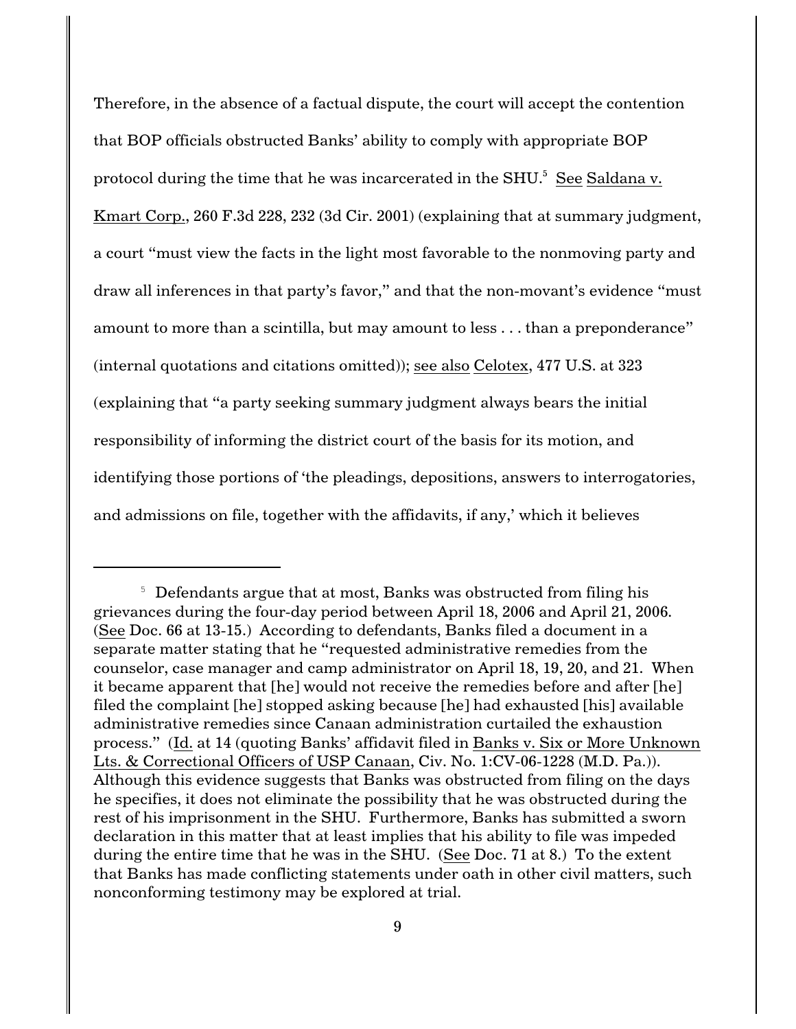Therefore, in the absence of a factual dispute, the court will accept the contention that BOP officials obstructed Banks' ability to comply with appropriate BOP protocol during the time that he was incarcerated in the SHU.[5] See Saldana v. Kmart Corp., 260 F.3d 228, 232 (3d Cir. 2001) (explaining that at summary judgment, a court "must view the facts in the light most favorable to the nonmoving party and draw all inferences in that party's favor," and that the non-movant's evidence "must amount to more than a scintilla, but may amount to less . . . than a preponderance" (internal quotations and citations omitted)); see also Celotex, 477 U.S. at 323 (explaining that "a party seeking summary judgment always bears the initial responsibility of informing the district court of the basis for its motion, and identifying those portions of 'the pleadings, depositions, answers to interrogatories, and admissions on file, together with the affidavits, if any,' which it believes

---

[5] Defendants argue that at most, Banks was obstructed from filing his grievances during the four-day period between April 18, 2006 and April 21, 2006. (See Doc. 66 at 13-15.) According to defendants, Banks filed a document in a separate matter stating that he "requested administrative remedies from the counselor, case manager and camp administrator on April 18, 19, 20, and 21. When it became apparent that [he] would not receive the remedies before and after [he] filed the complaint [he] stopped asking because [he] had exhausted [his] available administrative remedies since Canaan administration curtailed the exhaustion process." (Id. at 14 (quoting Banks' affidavit filed in Banks v. Six or More Unknown Lts. & Correctional Officers of USP Canaan, Civ. No. 1:CV-06-1228 (M.D. Pa.)). Although this evidence suggests that Banks was obstructed from filing on the days he specifies, it does not eliminate the possibility that he was obstructed during the rest of his imprisonment in the SHU. Furthermore, Banks has submitted a sworn declaration in this matter that at least implies that his ability to file was impeded during the entire time that he was in the SHU. (See Doc. 71 at 8.) To the extent that Banks has made conflicting statements under oath in other civil matters, such nonconforming testimony may be explored at trial.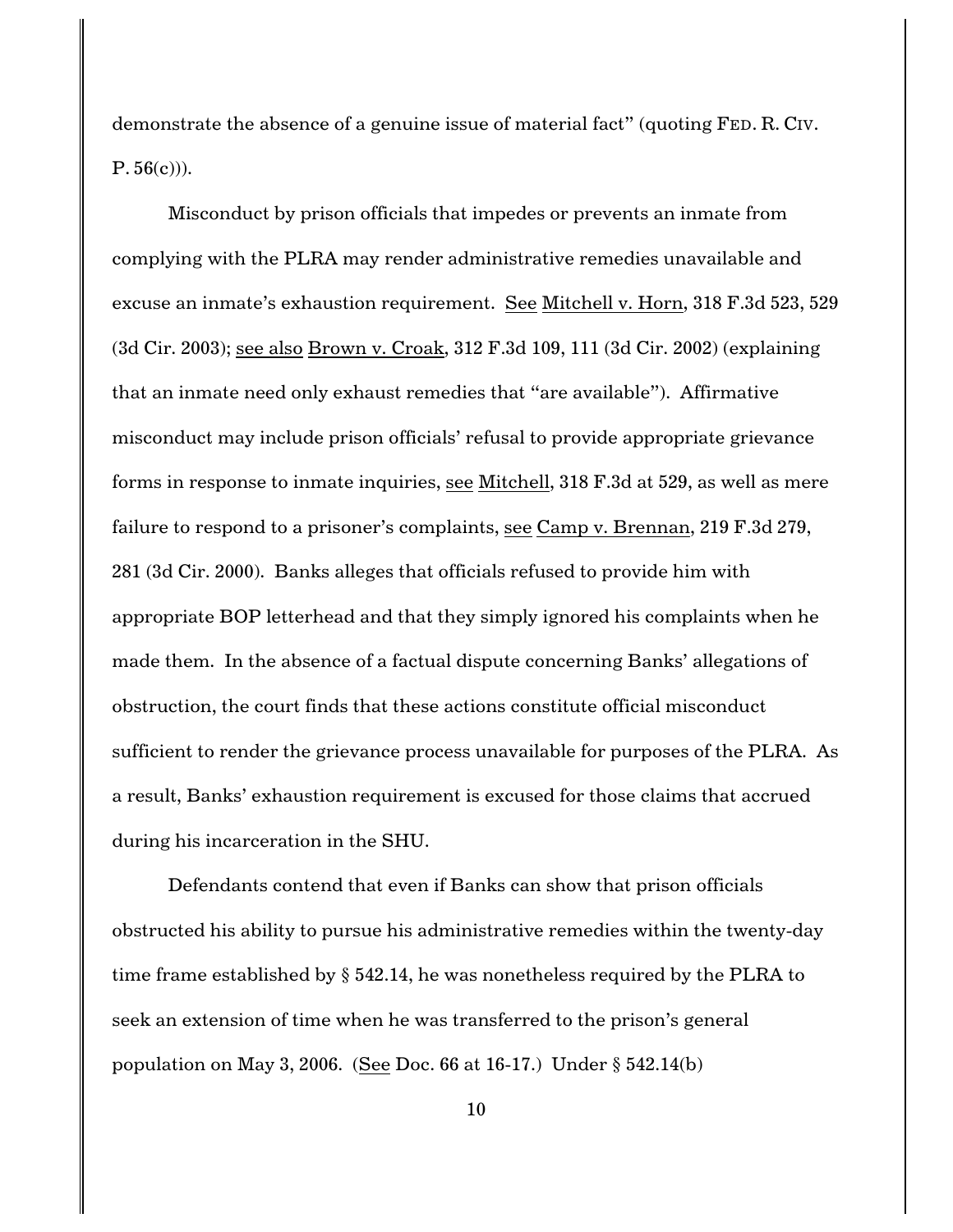demonstrate the absence of a genuine issue of material fact" (quoting FED. R. CIV. P. 56(c))).

Misconduct by prison officials that impedes or prevents an inmate from complying with the PLRA may render administrative remedies unavailable and excuse an inmate's exhaustion requirement. See Mitchell v. Horn, 318 F.3d 523, 529 (3d Cir. 2003); see also Brown v. Croak, 312 F.3d 109, 111 (3d Cir. 2002) (explaining that an inmate need only exhaust remedies that "are available"). Affirmative misconduct may include prison officials' refusal to provide appropriate grievance forms in response to inmate inquiries, see Mitchell, 318 F.3d at 529, as well as mere failure to respond to a prisoner's complaints, see Camp v. Brennan, 219 F.3d 279, 281 (3d Cir. 2000). Banks alleges that officials refused to provide him with appropriate BOP letterhead and that they simply ignored his complaints when he made them. In the absence of a factual dispute concerning Banks' allegations of obstruction, the court finds that these actions constitute official misconduct sufficient to render the grievance process unavailable for purposes of the PLRA. As a result, Banks' exhaustion requirement is excused for those claims that accrued during his incarceration in the SHU.

Defendants contend that even if Banks can show that prison officials obstructed his ability to pursue his administrative remedies within the twenty-day time frame established by § 542.14, he was nonetheless required by the PLRA to seek an extension of time when he was transferred to the prison's general population on May 3, 2006. (See Doc. 66 at 16-17.) Under § 542.14(b)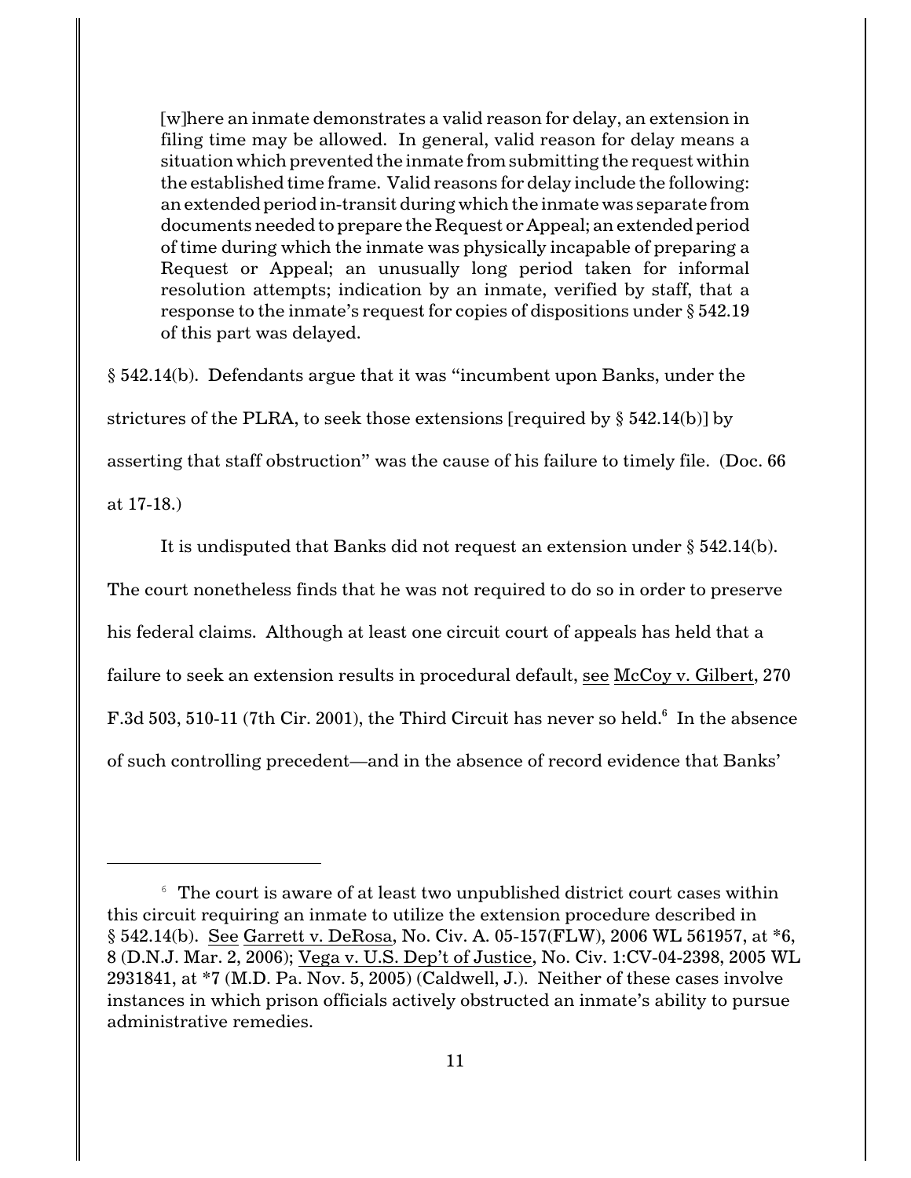> [w]here an inmate demonstrates a valid reason for delay, an extension in filing time may be allowed. In general, valid reason for delay means a situation which prevented the inmate from submitting the request within the established time frame. Valid reasons for delay include the following: an extended period in-transit during which the inmate was separate from documents needed to prepare the Request or Appeal; an extended period of time during which the inmate was physically incapable of preparing a Request or Appeal; an unusually long period taken for informal resolution attempts; indication by an inmate, verified by staff, that a response to the inmate's request for copies of dispositions under § 542.19 of this part was delayed.

§ 542.14(b). Defendants argue that it was "incumbent upon Banks, under the strictures of the PLRA, to seek those extensions [required by § 542.14(b)] by asserting that staff obstruction" was the cause of his failure to timely file. (Doc. 66 at 17-18.)

It is undisputed that Banks did not request an extension under § 542.14(b). The court nonetheless finds that he was not required to do so in order to preserve his federal claims. Although at least one circuit court of appeals has held that a failure to seek an extension results in procedural default, see McCoy v. Gilbert, 270 F.3d 503, 510-11 (7th Cir. 2001), the Third Circuit has never so held.[6] In the absence of such controlling precedent—and in the absence of record evidence that Banks'

---

[6] The court is aware of at least two unpublished district court cases within this circuit requiring an inmate to utilize the extension procedure described in § 542.14(b). See Garrett v. DeRosa, No. Civ. A. 05-157(FLW), 2006 WL 561957, at *6, 8 (D.N.J. Mar. 2, 2006); Vega v. U.S. Dep't of Justice, No. Civ. 1:CV-04-2398, 2005 WL 2931841, at *7 (M.D. Pa. Nov. 5, 2005) (Caldwell, J.). Neither of these cases involve instances in which prison officials actively obstructed an inmate's ability to pursue administrative remedies.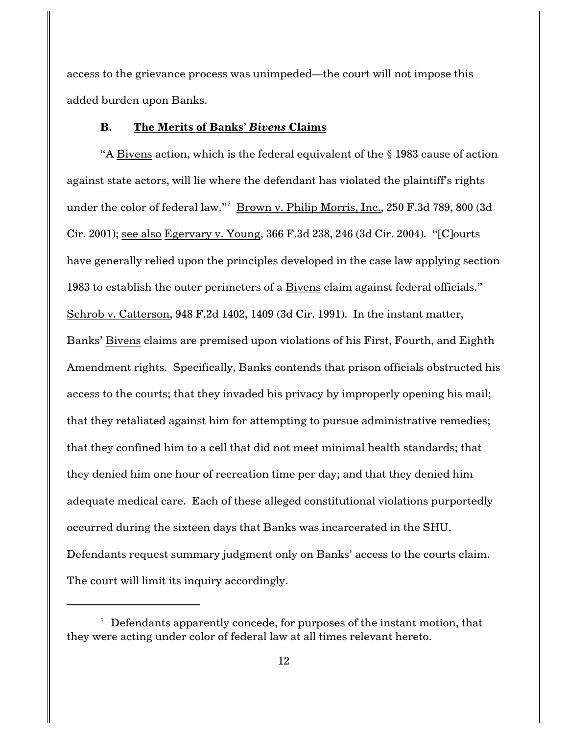access to the grievance process was unimpeded—the court will not impose this added burden upon Banks.

### B. The Merits of Banks' *Bivens* Claims

"A Bivens action, which is the federal equivalent of the § 1983 cause of action against state actors, will lie where the defendant has violated the plaintiff's rights under the color of federal law."[7] Brown v. Philip Morris, Inc., 250 F.3d 789, 800 (3d Cir. 2001); see also Egervary v. Young, 366 F.3d 238, 246 (3d Cir. 2004). "[C]ourts have generally relied upon the principles developed in the case law applying section 1983 to establish the outer perimeters of a Bivens claim against federal officials." Schrob v. Catterson, 948 F.2d 1402, 1409 (3d Cir. 1991). In the instant matter, Banks' Bivens claims are premised upon violations of his First, Fourth, and Eighth Amendment rights. Specifically, Banks contends that prison officials obstructed his access to the courts; that they invaded his privacy by improperly opening his mail; that they retaliated against him for attempting to pursue administrative remedies; that they confined him to a cell that did not meet minimal health standards; that they denied him one hour of recreation time per day; and that they denied him adequate medical care. Each of these alleged constitutional violations purportedly occurred during the sixteen days that Banks was incarcerated in the SHU. Defendants request summary judgment only on Banks' access to the courts claim. The court will limit its inquiry accordingly.

---

[7] Defendants apparently concede, for purposes of the instant motion, that they were acting under color of federal law at all times relevant hereto.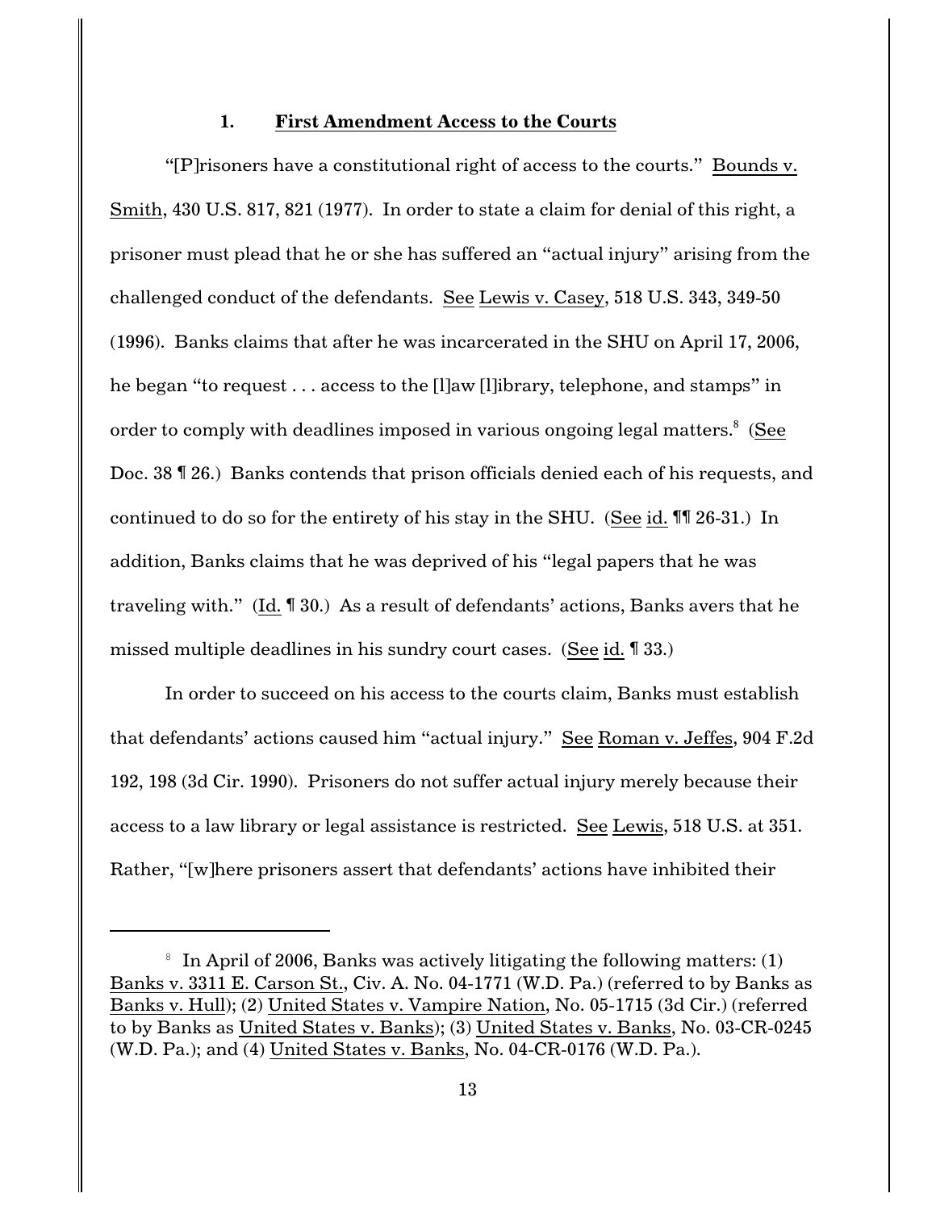### 1. **First Amendment Access to the Courts**

"[P]risoners have a constitutional right of access to the courts." Bounds v. Smith, 430 U.S. 817, 821 (1977). In order to state a claim for denial of this right, a prisoner must plead that he or she has suffered an "actual injury" arising from the challenged conduct of the defendants. See Lewis v. Casey, 518 U.S. 343, 349-50 (1996). Banks claims that after he was incarcerated in the SHU on April 17, 2006, he began "to request . . . access to the [l]aw [l]ibrary, telephone, and stamps" in order to comply with deadlines imposed in various ongoing legal matters.[8] (See Doc. 38 ¶ 26.) Banks contends that prison officials denied each of his requests, and continued to do so for the entirety of his stay in the SHU. (See id. ¶¶ 26-31.) In addition, Banks claims that he was deprived of his "legal papers that he was traveling with." (Id. ¶ 30.) As a result of defendants' actions, Banks avers that he missed multiple deadlines in his sundry court cases. (See id. ¶ 33.)

In order to succeed on his access to the courts claim, Banks must establish that defendants' actions caused him "actual injury." See Roman v. Jeffes, 904 F.2d 192, 198 (3d Cir. 1990). Prisoners do not suffer actual injury merely because their access to a law library or legal assistance is restricted. See Lewis, 518 U.S. at 351. Rather, "[w]here prisoners assert that defendants' actions have inhibited their

---

[8] In April of 2006, Banks was actively litigating the following matters: (1) Banks v. 3311 E. Carson St., Civ. A. No. 04-1771 (W.D. Pa.) (referred to by Banks as Banks v. Hull); (2) United States v. Vampire Nation, No. 05-1715 (3d Cir.) (referred to by Banks as United States v. Banks); (3) United States v. Banks, No. 03-CR-0245 (W.D. Pa.); and (4) United States v. Banks, No. 04-CR-0176 (W.D. Pa.).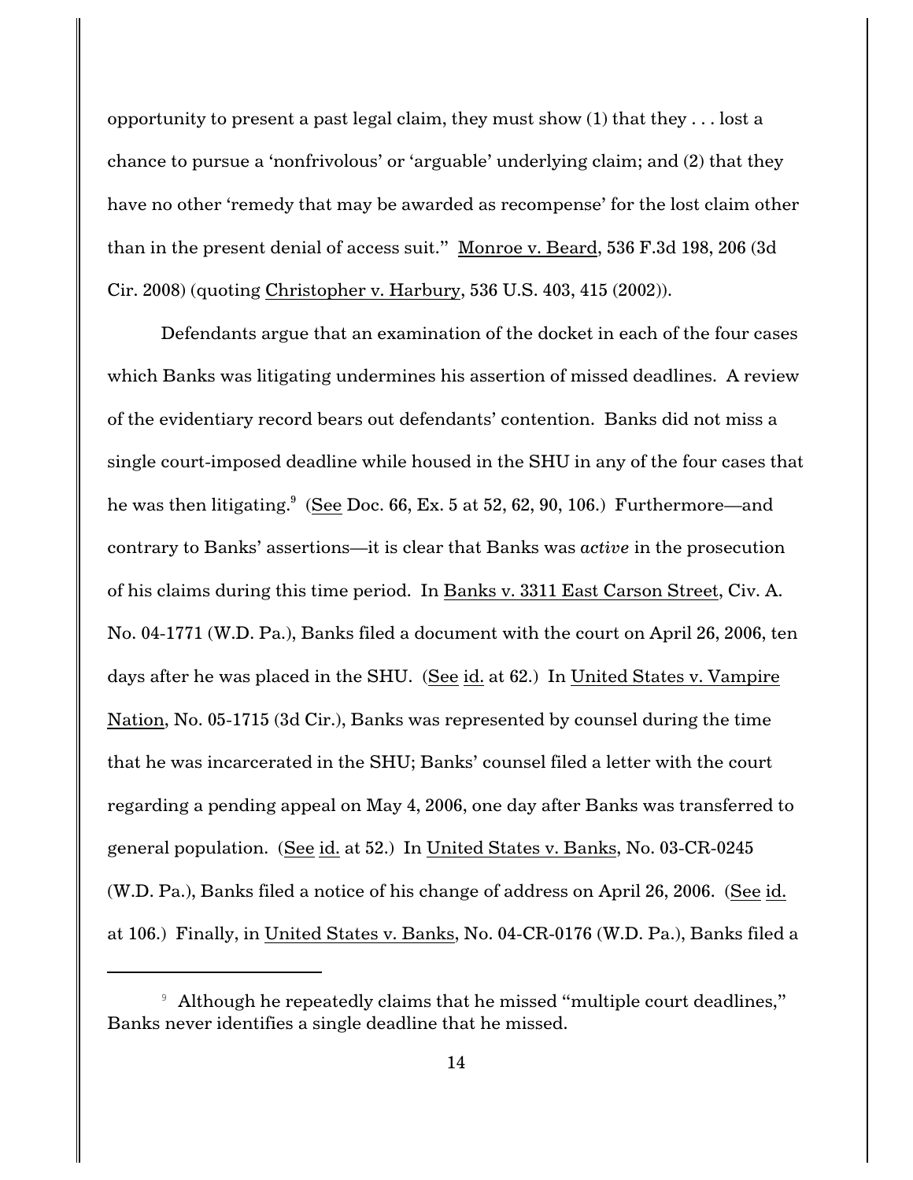opportunity to present a past legal claim, they must show (1) that they . . . lost a chance to pursue a 'nonfrivolous' or 'arguable' underlying claim; and (2) that they have no other 'remedy that may be awarded as recompense' for the lost claim other than in the present denial of access suit." Monroe v. Beard, 536 F.3d 198, 206 (3d Cir. 2008) (quoting Christopher v. Harbury, 536 U.S. 403, 415 (2002)).

Defendants argue that an examination of the docket in each of the four cases which Banks was litigating undermines his assertion of missed deadlines. A review of the evidentiary record bears out defendants' contention. Banks did not miss a single court-imposed deadline while housed in the SHU in any of the four cases that he was then litigating.[9] (See Doc. 66, Ex. 5 at 52, 62, 90, 106.) Furthermore—and contrary to Banks' assertions—it is clear that Banks was *active* in the prosecution of his claims during this time period. In Banks v. 3311 East Carson Street, Civ. A. No. 04-1771 (W.D. Pa.), Banks filed a document with the court on April 26, 2006, ten days after he was placed in the SHU. (See id. at 62.) In United States v. Vampire Nation, No. 05-1715 (3d Cir.), Banks was represented by counsel during the time that he was incarcerated in the SHU; Banks' counsel filed a letter with the court regarding a pending appeal on May 4, 2006, one day after Banks was transferred to general population. (See id. at 52.) In United States v. Banks, No. 03-CR-0245 (W.D. Pa.), Banks filed a notice of his change of address on April 26, 2006. (See id. at 106.) Finally, in United States v. Banks, No. 04-CR-0176 (W.D. Pa.), Banks filed a

[9] Although he repeatedly claims that he missed "multiple court deadlines," Banks never identifies a single deadline that he missed.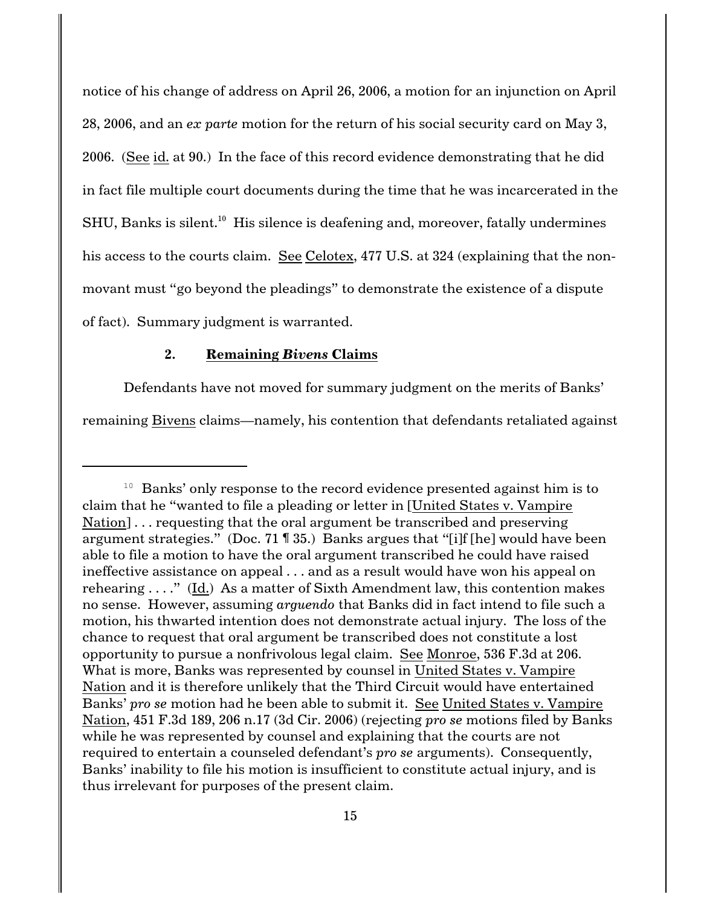notice of his change of address on April 26, 2006, a motion for an injunction on April 28, 2006, and an *ex parte* motion for the return of his social security card on May 3, 2006. (See id. at 90.) In the face of this record evidence demonstrating that he did in fact file multiple court documents during the time that he was incarcerated in the SHU, Banks is silent.[10] His silence is deafening and, moreover, fatally undermines his access to the courts claim. See Celotex, 477 U.S. at 324 (explaining that the non-movant must "go beyond the pleadings" to demonstrate the existence of a dispute of fact). Summary judgment is warranted.

### 2. Remaining *Bivens* Claims

Defendants have not moved for summary judgment on the merits of Banks' remaining Bivens claims—namely, his contention that defendants retaliated against

---

[10] Banks' only response to the record evidence presented against him is to claim that he "wanted to file a pleading or letter in [United States v. Vampire Nation] . . . requesting that the oral argument be transcribed and preserving argument strategies." (Doc. 71 ¶ 35.) Banks argues that "[i]f [he] would have been able to file a motion to have the oral argument transcribed he could have raised ineffective assistance on appeal . . . and as a result would have won his appeal on rehearing . . . ." (Id.) As a matter of Sixth Amendment law, this contention makes no sense. However, assuming *arguendo* that Banks did in fact intend to file such a motion, his thwarted intention does not demonstrate actual injury. The loss of the chance to request that oral argument be transcribed does not constitute a lost opportunity to pursue a nonfrivolous legal claim. See Monroe, 536 F.3d at 206. What is more, Banks was represented by counsel in United States v. Vampire Nation and it is therefore unlikely that the Third Circuit would have entertained Banks' *pro se* motion had he been able to submit it. See United States v. Vampire Nation, 451 F.3d 189, 206 n.17 (3d Cir. 2006) (rejecting *pro se* motions filed by Banks while he was represented by counsel and explaining that the courts are not required to entertain a counseled defendant's *pro se* arguments). Consequently, Banks' inability to file his motion is insufficient to constitute actual injury, and is thus irrelevant for purposes of the present claim.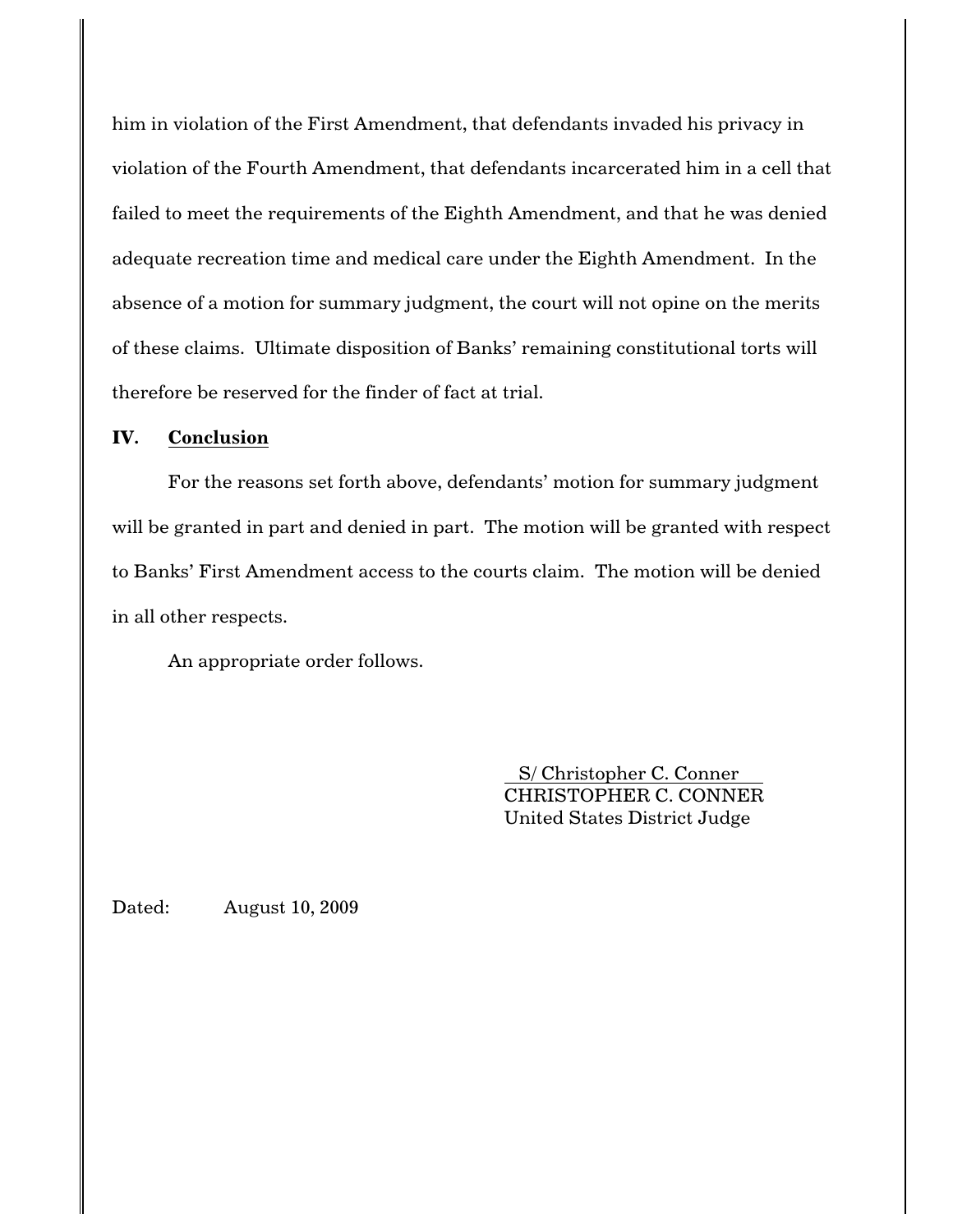him in violation of the First Amendment, that defendants invaded his privacy in violation of the Fourth Amendment, that defendants incarcerated him in a cell that failed to meet the requirements of the Eighth Amendment, and that he was denied adequate recreation time and medical care under the Eighth Amendment. In the absence of a motion for summary judgment, the court will not opine on the merits of these claims. Ultimate disposition of Banks' remaining constitutional torts will therefore be reserved for the finder of fact at trial.

## IV. Conclusion

For the reasons set forth above, defendants' motion for summary judgment will be granted in part and denied in part. The motion will be granted with respect to Banks' First Amendment access to the courts claim. The motion will be denied in all other respects.

An appropriate order follows.

S/ Christopher C. Conner
CHRISTOPHER C. CONNER
United States District Judge

Dated: August 10, 2009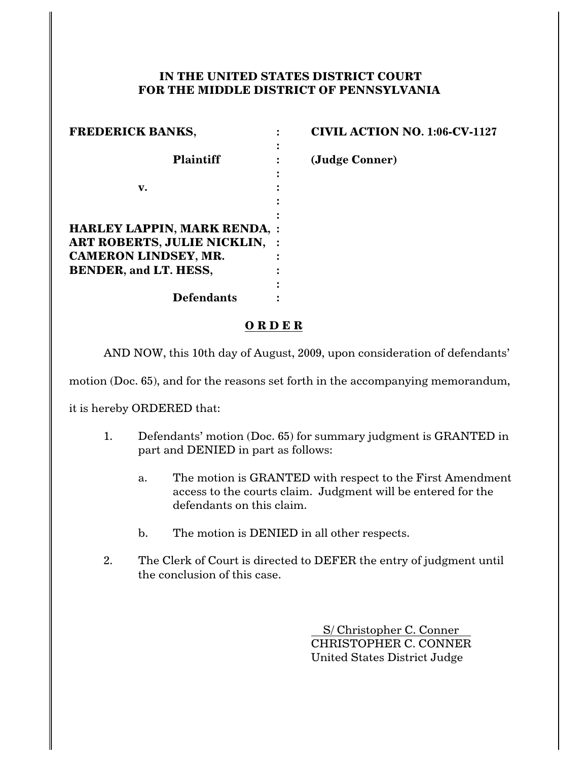**IN THE UNITED STATES DISTRICT COURT**
**FOR THE MIDDLE DISTRICT OF PENNSYLVANIA**

| | | |
|---|---|---|
| **FREDERICK BANKS,** | : | **CIVIL ACTION NO. 1:06-CV-1127** |
| **Plaintiff** | : | **(Judge Conner)** |
| **v.** | : | |
| **HARLEY LAPPIN, MARK RENDA, ART ROBERTS, JULIE NICKLIN, CAMERON LINDSEY, MR. BENDER, and LT. HESS,** | : | |
| **Defendants** | : | |

**O R D E R**

AND NOW, this 10th day of August, 2009, upon consideration of defendants' motion (Doc. 65), and for the reasons set forth in the accompanying memorandum, it is hereby ORDERED that:

1. Defendants' motion (Doc. 65) for summary judgment is GRANTED in part and DENIED in part as follows:

   a. The motion is GRANTED with respect to the First Amendment access to the courts claim. Judgment will be entered for the defendants on this claim.

   b. The motion is DENIED in all other respects.

2. The Clerk of Court is directed to DEFER the entry of judgment until the conclusion of this case.

S/ Christopher C. Conner
CHRISTOPHER C. CONNER
United States District Judge